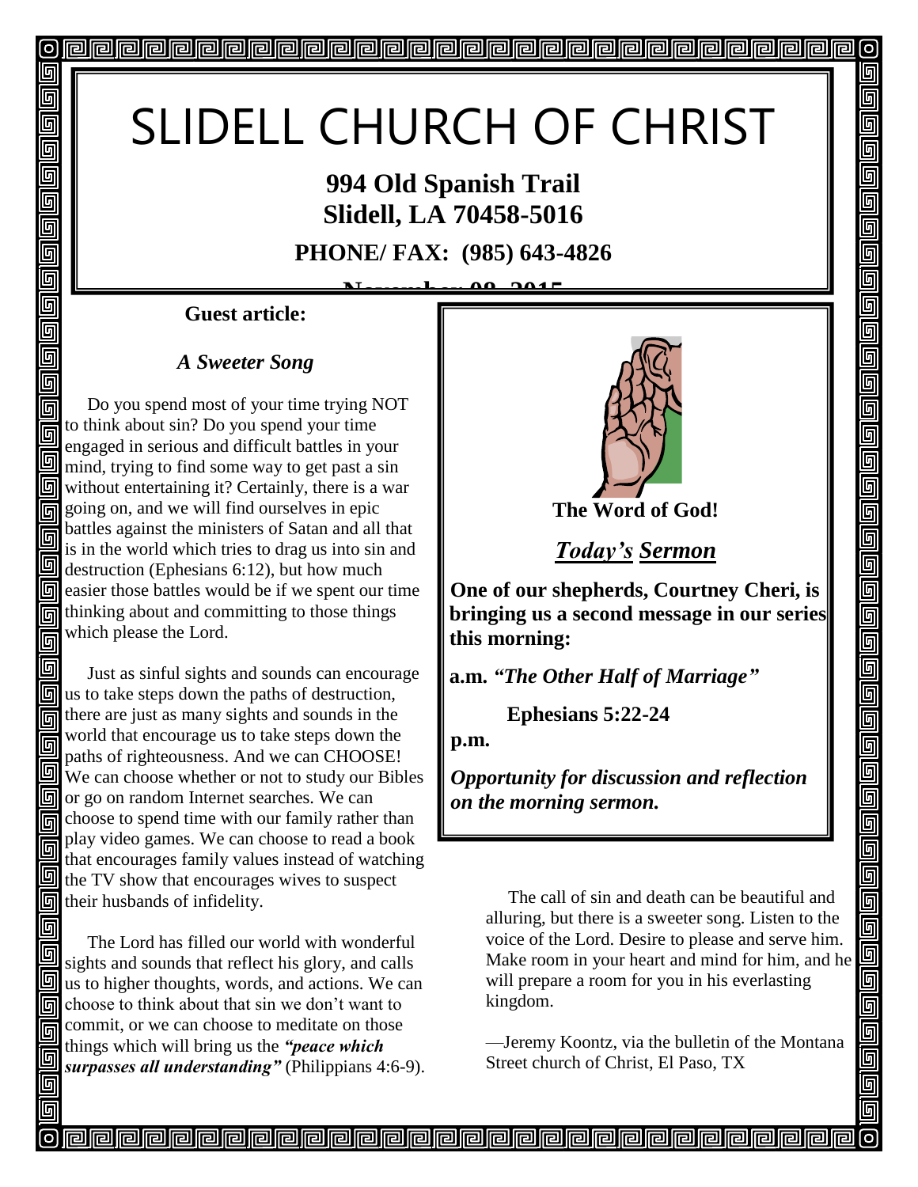# SLIDELL CHURCH OF CHRIST

**994 Old Spanish Trail**
**Slidell, LA 70458-5016**

**PHONE/ FAX: (985) 643-4826**

**November 08, 2015**

**Guest article:**

### *A Sweeter Song*

Do you spend most of your time trying NOT to think about sin? Do you spend your time engaged in serious and difficult battles in your mind, trying to find some way to get past a sin without entertaining it? Certainly, there is a war going on, and we will find ourselves in epic battles against the ministers of Satan and all that is in the world which tries to drag us into sin and destruction (Ephesians 6:12), but how much easier those battles would be if we spent our time thinking about and committing to those things which please the Lord.

Just as sinful sights and sounds can encourage us to take steps down the paths of destruction, there are just as many sights and sounds in the world that encourage us to take steps down the paths of righteousness. And we can CHOOSE! We can choose whether or not to study our Bibles or go on random Internet searches. We can choose to spend time with our family rather than play video games. We can choose to read a book that encourages family values instead of watching the TV show that encourages wives to suspect their husbands of infidelity.

The Lord has filled our world with wonderful sights and sounds that reflect his glory, and calls us to higher thoughts, words, and actions. We can choose to think about that sin we don't want to commit, or we can choose to meditate on those things which will bring us the ***"peace which surpasses all understanding"*** (Philippians 4:6-9).

The call of sin and death can be beautiful and alluring, but there is a sweeter song. Listen to the voice of the Lord. Desire to please and serve him. Make room in your heart and mind for him, and he will prepare a room for you in his everlasting kingdom.

—Jeremy Koontz, via the bulletin of the Montana Street church of Christ, El Paso, TX

**The Word of God!**

## ***Today's Sermon***

**One of our shepherds, Courtney Cheri, is bringing us a second message in our series this morning:**

**a.m. *"The Other Half of Marriage"***

**Ephesians 5:22-24**

**p.m.**

***Opportunity for discussion and reflection on the morning sermon.***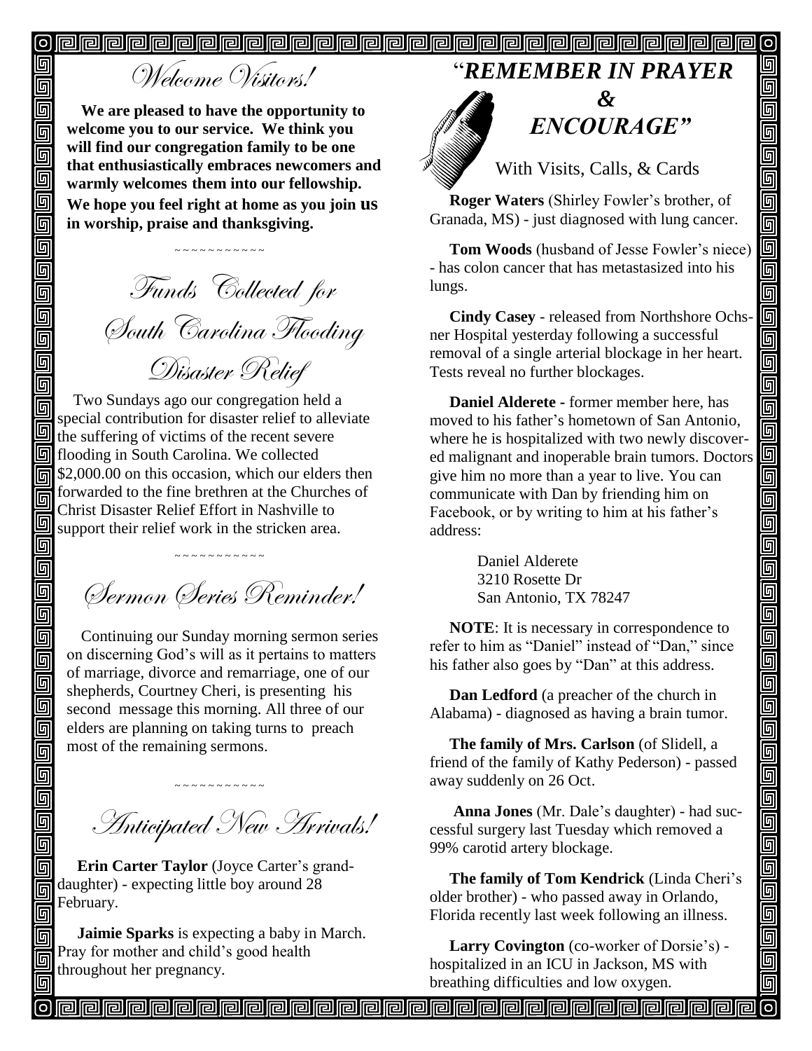## *Welcome Visitors!*

**We are pleased to have the opportunity to welcome you to our service. We think you will find our congregation family to be one that enthusiastically embraces newcomers and warmly welcomes them into our fellowship. We hope you feel right at home as you join us in worship, praise and thanksgiving.**

~~~~~~~~~~~~

## *Funds Collected for South Carolina Flooding Disaster Relief*

Two Sundays ago our congregation held a special contribution for disaster relief to alleviate the suffering of victims of the recent severe flooding in South Carolina. We collected $2,000.00 on this occasion, which our elders then forwarded to the fine brethren at the Churches of Christ Disaster Relief Effort in Nashville to support their relief work in the stricken area.

~~~~~~~~~~~~

## *Sermon Series Reminder!*

Continuing our Sunday morning sermon series on discerning God's will as it pertains to matters of marriage, divorce and remarriage, one of our shepherds, Courtney Cheri, is presenting his second message this morning. All three of our elders are planning on taking turns to preach most of the remaining sermons.

~~~~~~~~~~~~

## *Anticipated New Arrivals!*

**Erin Carter Taylor** (Joyce Carter's granddaughter) - expecting little boy around 28 February.

**Jaimie Sparks** is expecting a baby in March. Pray for mother and child's good health throughout her pregnancy.

## *"REMEMBER IN PRAYER & ENCOURAGE"*

With Visits, Calls, & Cards

**Roger Waters** (Shirley Fowler's brother, of Granada, MS) - just diagnosed with lung cancer.

**Tom Woods** (husband of Jesse Fowler's niece) - has colon cancer that has metastasized into his lungs.

**Cindy Casey** - released from Northshore Ochsner Hospital yesterday following a successful removal of a single arterial blockage in her heart. Tests reveal no further blockages.

**Daniel Alderete -** former member here, has moved to his father's hometown of San Antonio, where he is hospitalized with two newly discovered malignant and inoperable brain tumors. Doctors give him no more than a year to live. You can communicate with Dan by friending him on Facebook, or by writing to him at his father's address:

Daniel Alderete
3210 Rosette Dr
San Antonio, TX 78247

**NOTE**: It is necessary in correspondence to refer to him as "Daniel" instead of "Dan," since his father also goes by "Dan" at this address.

**Dan Ledford** (a preacher of the church in Alabama) - diagnosed as having a brain tumor.

**The family of Mrs. Carlson** (of Slidell, a friend of the family of Kathy Pederson) - passed away suddenly on 26 Oct.

**Anna Jones** (Mr. Dale's daughter) - had successful surgery last Tuesday which removed a 99% carotid artery blockage.

**The family of Tom Kendrick** (Linda Cheri's older brother) - who passed away in Orlando, Florida recently last week following an illness.

**Larry Covington** (co-worker of Dorsie's) - hospitalized in an ICU in Jackson, MS with breathing difficulties and low oxygen.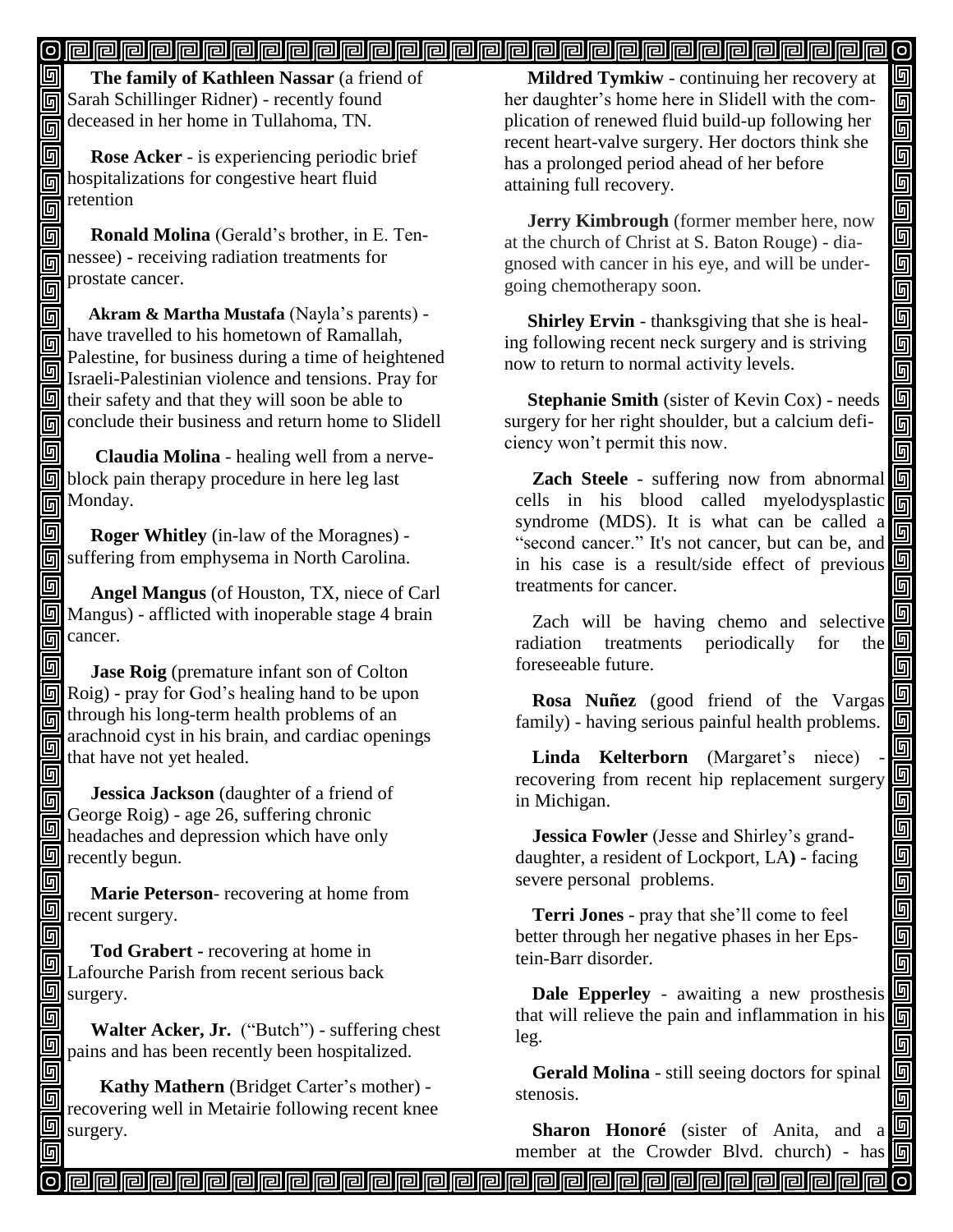**The family of Kathleen Nassar** (a friend of Sarah Schillinger Ridner) - recently found deceased in her home in Tullahoma, TN.

**Rose Acker** - is experiencing periodic brief hospitalizations for congestive heart fluid retention

**Ronald Molina** (Gerald's brother, in E. Tennessee) - receiving radiation treatments for prostate cancer.

**Akram & Martha Mustafa** (Nayla's parents) - have travelled to his hometown of Ramallah, Palestine, for business during a time of heightened Israeli-Palestinian violence and tensions. Pray for their safety and that they will soon be able to conclude their business and return home to Slidell

**Claudia Molina** - healing well from a nerve-block pain therapy procedure in here leg last Monday.

**Roger Whitley** (in-law of the Moragnes) - suffering from emphysema in North Carolina.

**Angel Mangus** (of Houston, TX, niece of Carl Mangus) - afflicted with inoperable stage 4 brain cancer.

**Jase Roig** (premature infant son of Colton Roig) - pray for God's healing hand to be upon through his long-term health problems of an arachnoid cyst in his brain, and cardiac openings that have not yet healed.

**Jessica Jackson** (daughter of a friend of George Roig) - age 26, suffering chronic headaches and depression which have only recently begun.

**Marie Peterson**- recovering at home from recent surgery.

**Tod Grabert -** recovering at home in Lafourche Parish from recent serious back surgery.

**Walter Acker, Jr.** ("Butch") - suffering chest pains and has been recently been hospitalized.

**Kathy Mathern** (Bridget Carter's mother) - recovering well in Metairie following recent knee surgery.

**Mildred Tymkiw** - continuing her recovery at her daughter's home here in Slidell with the complication of renewed fluid build-up following her recent heart-valve surgery. Her doctors think she has a prolonged period ahead of her before attaining full recovery.

**Jerry Kimbrough** (former member here, now at the church of Christ at S. Baton Rouge) - diagnosed with cancer in his eye, and will be undergoing chemotherapy soon.

**Shirley Ervin** - thanksgiving that she is healing following recent neck surgery and is striving now to return to normal activity levels.

**Stephanie Smith** (sister of Kevin Cox) - needs surgery for her right shoulder, but a calcium deficiency won't permit this now.

**Zach Steele** - suffering now from abnormal cells in his blood called myelodysplastic syndrome (MDS). It is what can be called a "second cancer." It's not cancer, but can be, and in his case is a result/side effect of previous treatments for cancer.

Zach will be having chemo and selective radiation treatments periodically for the foreseeable future.

**Rosa Nuñez** (good friend of the Vargas family) - having serious painful health problems.

**Linda Kelterborn** (Margaret's niece) - recovering from recent hip replacement surgery in Michigan.

**Jessica Fowler** (Jesse and Shirley's granddaughter, a resident of Lockport, LA**) -** facing severe personal problems.

**Terri Jones** - pray that she'll come to feel better through her negative phases in her Epstein-Barr disorder.

**Dale Epperley** - awaiting a new prosthesis that will relieve the pain and inflammation in his leg.

**Gerald Molina** - still seeing doctors for spinal stenosis.

**Sharon Honoré** (sister of Anita, and a member at the Crowder Blvd. church) - has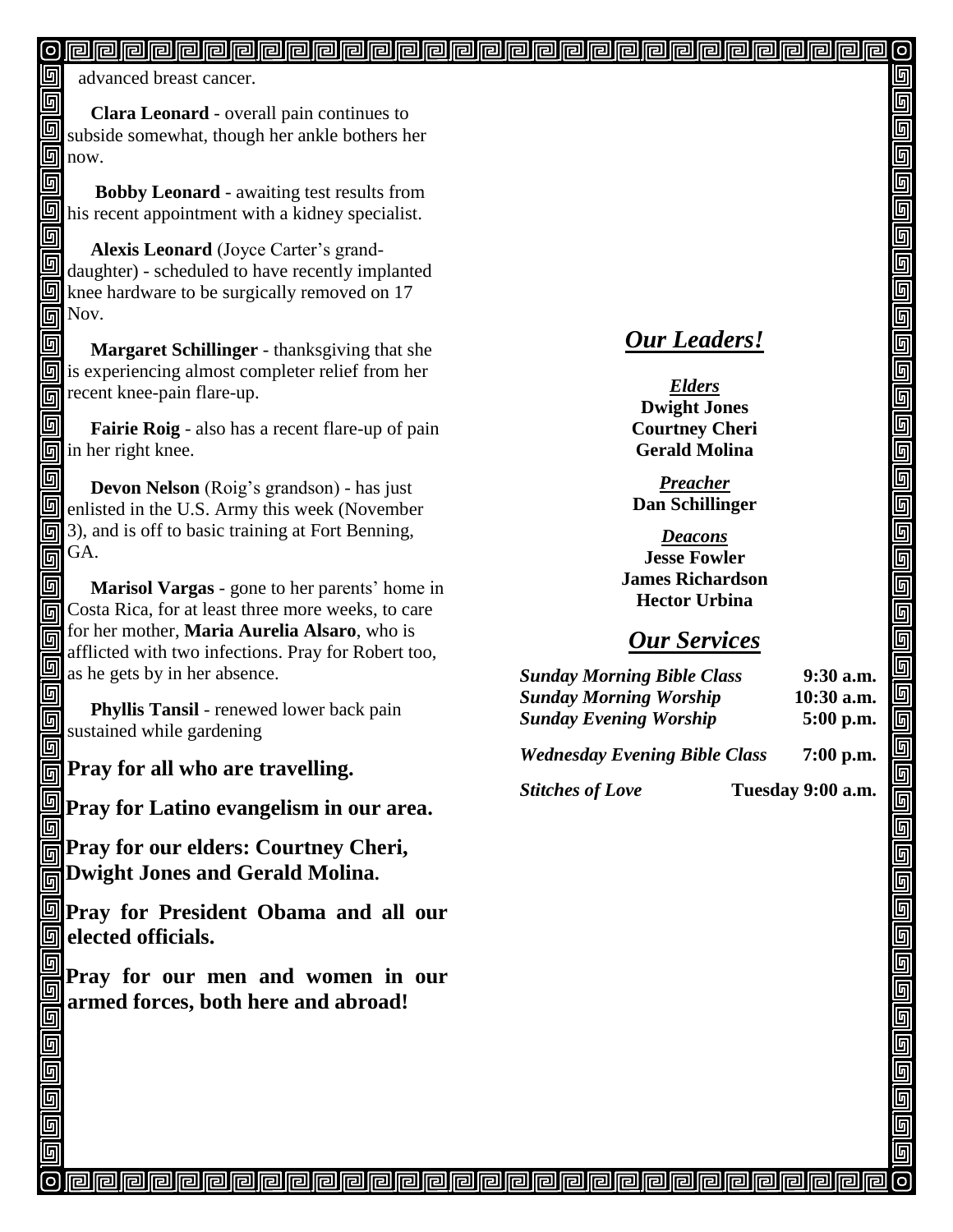advanced breast cancer.

**Clara Leonard** - overall pain continues to subside somewhat, though her ankle bothers her now.

**Bobby Leonard** - awaiting test results from his recent appointment with a kidney specialist.

**Alexis Leonard** (Joyce Carter's grand-daughter) - scheduled to have recently implanted knee hardware to be surgically removed on 17 Nov.

**Margaret Schillinger** - thanksgiving that she is experiencing almost completer relief from her recent knee-pain flare-up.

**Fairie Roig** - also has a recent flare-up of pain in her right knee.

**Devon Nelson** (Roig's grandson) - has just enlisted in the U.S. Army this week (November 3), and is off to basic training at Fort Benning, GA.

**Marisol Vargas** - gone to her parents' home in Costa Rica, for at least three more weeks, to care for her mother, **Maria Aurelia Alsaro**, who is afflicted with two infections. Pray for Robert too, as he gets by in her absence.

**Phyllis Tansil** - renewed lower back pain sustained while gardening

**Pray for all who are travelling.**

**Pray for Latino evangelism in our area.**

**Pray for our elders: Courtney Cheri, Dwight Jones and Gerald Molina.**

**Pray for President Obama and all our elected officials.**

**Pray for our men and women in our armed forces, both here and abroad!**

## *Our Leaders!*

***Elders***
**Dwight Jones**
**Courtney Cheri**
**Gerald Molina**

***Preacher***
**Dan Schillinger**

***Deacons***
**Jesse Fowler**
**James Richardson**
**Hector Urbina**

## *Our Services*

| | |
|---|---|
| ***Sunday Morning Bible Class*** | **9:30 a.m.** |
| ***Sunday Morning Worship*** | **10:30 a.m.** |
| ***Sunday Evening Worship*** | **5:00 p.m.** |
| ***Wednesday Evening Bible Class*** | **7:00 p.m.** |
| ***Stitches of Love*** | **Tuesday 9:00 a.m.** |